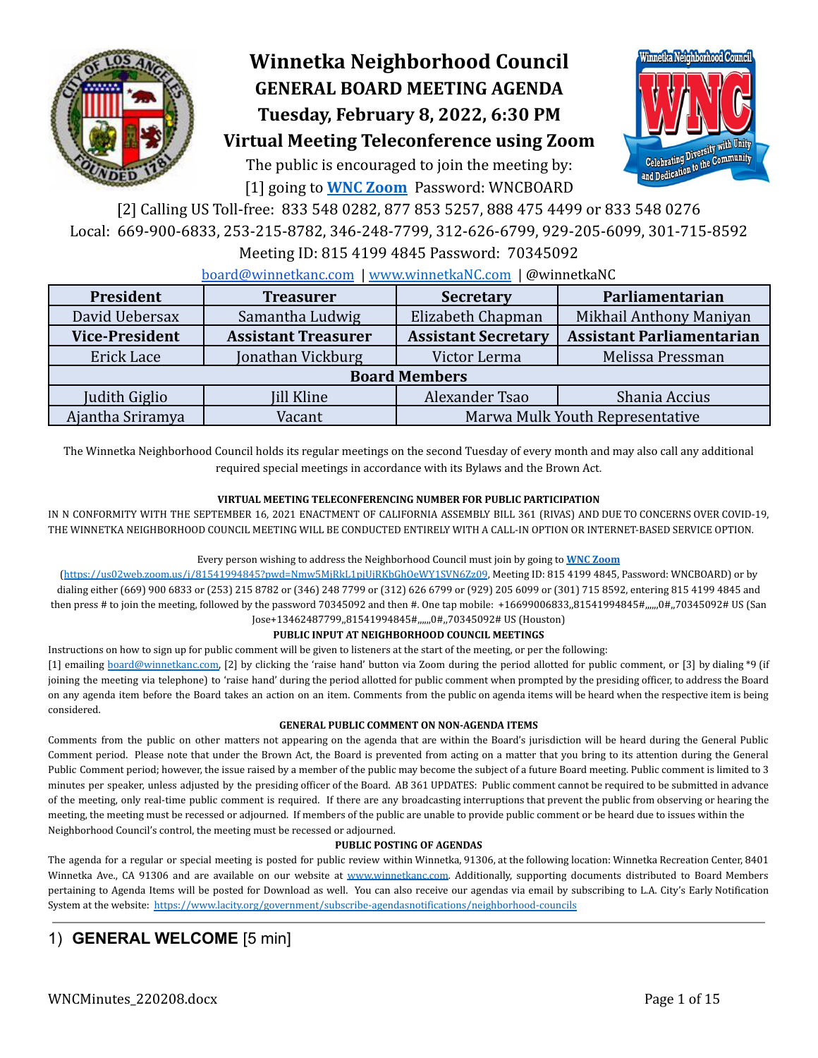# Winnetka Neighborhood Council

## GENERAL BOARD MEETING AGENDA

## Tuesday, February 8, 2022, 6:30 PM

## Virtual Meeting Teleconference using Zoom

The public is encouraged to join the meeting by:

[1] going to **WNC Zoom** Password: WNCBOARD

[2] Calling US Toll-free: 833 548 0282, 877 853 5257, 888 475 4499 or 833 548 0276

Local: 669-900-6833, 253-215-8782, 346-248-7799, 312-626-6799, 929-205-6099, 301-715-8592

Meeting ID: 815 4199 4845 Password: 70345092

board@winnetkanc.com | www.winnetkaNC.com | @winnetkaNC

| President | Treasurer | Secretary | Parliamentarian |
|---|---|---|---|
| David Uebersax | Samantha Ludwig | Elizabeth Chapman | Mikhail Anthony Maniyan |
| **Vice-President** | **Assistant Treasurer** | **Assistant Secretary** | **Assistant Parliamentarian** |
| Erick Lace | Jonathan Vickburg | Victor Lerma | Melissa Pressman |
| **Board Members** | | | |
| Judith Giglio | Jill Kline | Alexander Tsao | Shania Accius |
| Ajantha Sriramya | Vacant | Marwa Mulk Youth Representative | |

The Winnetka Neighborhood Council holds its regular meetings on the second Tuesday of every month and may also call any additional required special meetings in accordance with its Bylaws and the Brown Act.

**VIRTUAL MEETING TELECONFERENCING NUMBER FOR PUBLIC PARTICIPATION**

IN N CONFORMITY WITH THE SEPTEMBER 16, 2021 ENACTMENT OF CALIFORNIA ASSEMBLY BILL 361 (RIVAS) AND DUE TO CONCERNS OVER COVID-19, THE WINNETKA NEIGHBORHOOD COUNCIL MEETING WILL BE CONDUCTED ENTIRELY WITH A CALL-IN OPTION OR INTERNET-BASED SERVICE OPTION.

Every person wishing to address the Neighborhood Council must join by going to **WNC Zoom** (https://us02web.zoom.us/j/81541994845?pwd=Nmw5MjRkL1pjUjRKbGhOeWY1SVN6Zz09, Meeting ID: 815 4199 4845, Password: WNCBOARD) or by dialing either (669) 900 6833 or (253) 215 8782 or (346) 248 7799 or (312) 626 6799 or (929) 205 6099 or (301) 715 8592, entering 815 4199 4845 and then press # to join the meeting, followed by the password 70345092 and then #. One tap mobile: +16699006833,,81541994845#,,,,,,0#,,70345092# US (San Jose+13462487799,,81541994845#,,,,,,0#,,70345092# US (Houston)

**PUBLIC INPUT AT NEIGHBORHOOD COUNCIL MEETINGS**

Instructions on how to sign up for public comment will be given to listeners at the start of the meeting, or per the following:

[1] emailing board@winnetkanc.com, [2] by clicking the 'raise hand' button via Zoom during the period allotted for public comment, or [3] by dialing *9 (if joining the meeting via telephone) to 'raise hand' during the period allotted for public comment when prompted by the presiding officer, to address the Board on any agenda item before the Board takes an action on an item. Comments from the public on agenda items will be heard when the respective item is being considered.

**GENERAL PUBLIC COMMENT ON NON-AGENDA ITEMS**

Comments from the public on other matters not appearing on the agenda that are within the Board's jurisdiction will be heard during the General Public Comment period. Please note that under the Brown Act, the Board is prevented from acting on a matter that you bring to its attention during the General Public Comment period; however, the issue raised by a member of the public may become the subject of a future Board meeting. Public comment is limited to 3 minutes per speaker, unless adjusted by the presiding officer of the Board. AB 361 UPDATES: Public comment cannot be required to be submitted in advance of the meeting, only real-time public comment is required. If there are any broadcasting interruptions that prevent the public from observing or hearing the meeting, the meeting must be recessed or adjourned. If members of the public are unable to provide public comment or be heard due to issues within the Neighborhood Council's control, the meeting must be recessed or adjourned.

**PUBLIC POSTING OF AGENDAS**

The agenda for a regular or special meeting is posted for public review within Winnetka, 91306, at the following location: Winnetka Recreation Center, 8401 Winnetka Ave., CA 91306 and are available on our website at www.winnetkanc.com. Additionally, supporting documents distributed to Board Members pertaining to Agenda Items will be posted for Download as well. You can also receive our agendas via email by subscribing to L.A. City's Early Notification System at the website: https://www.lacity.org/government/subscribe-agendasnotifications/neighborhood-councils

---

## 1) **GENERAL WELCOME** [5 min]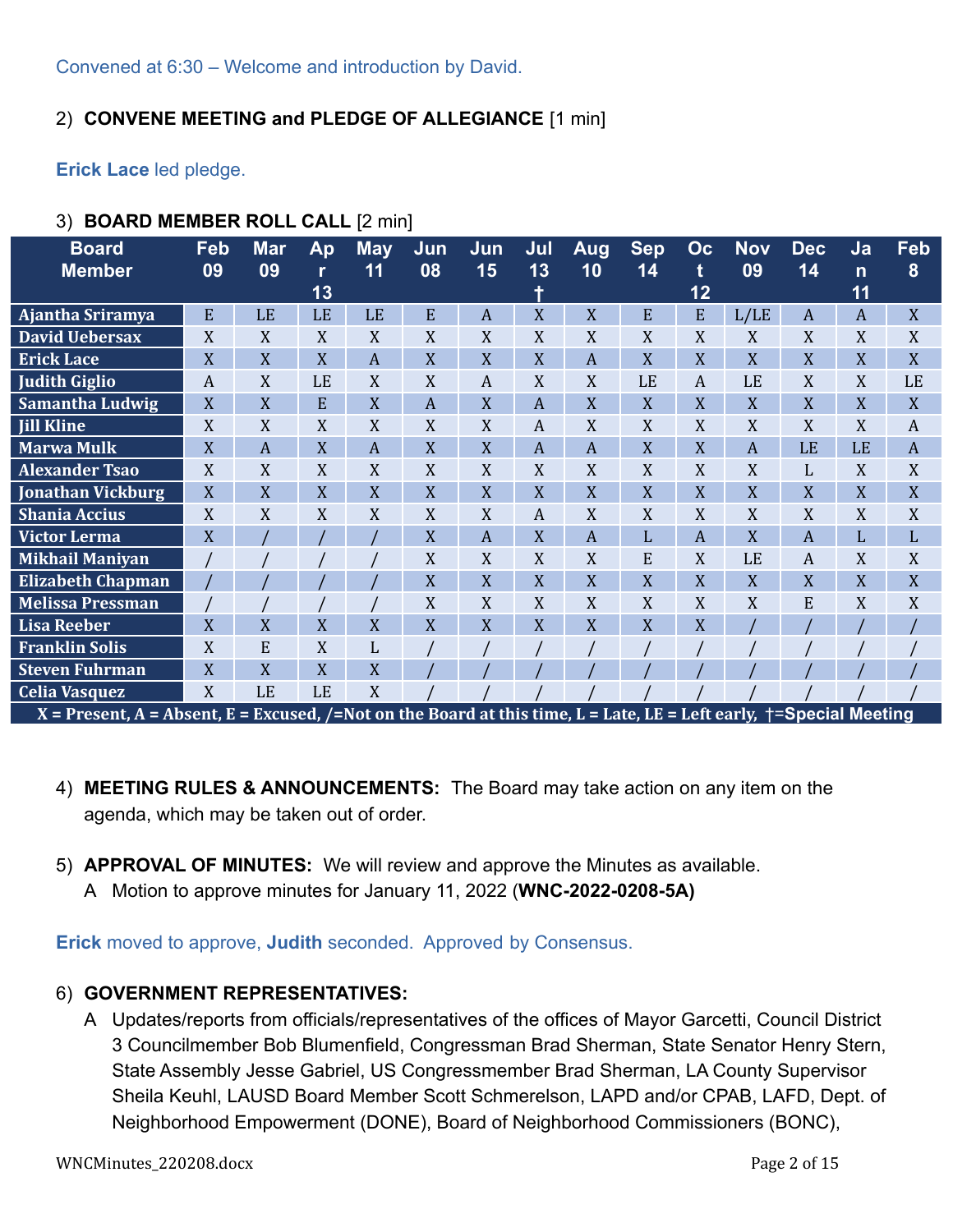Convened at 6:30 – Welcome and introduction by David.

2) **CONVENE MEETING and PLEDGE OF ALLEGIANCE** [1 min]

**Erick Lace** led pledge.

3) **BOARD MEMBER ROLL CALL** [2 min]

| Board Member | Feb 09 | Mar 09 | Apr 13 | May 11 | Jun 08 | Jun 15 | Jul 13 † | Aug 10 | Sep 14 | Oct 12 | Nov 09 | Dec 14 | Jan 11 | Feb 8 |
|---|---|---|---|---|---|---|---|---|---|---|---|---|---|---|
| Ajantha Sriramya | E | LE | LE | LE | E | A | X | X | E | E | L/LE | A | A | X |
| David Uebersax | X | X | X | X | X | X | X | X | X | X | X | X | X | X |
| Erick Lace | X | X | X | A | X | X | X | A | X | X | X | X | X | X |
| Judith Giglio | A | X | LE | X | X | A | X | X | LE | A | LE | X | X | LE |
| Samantha Ludwig | X | X | E | X | A | X | A | X | X | X | X | X | X | X |
| Jill Kline | X | X | X | X | X | X | A | X | X | X | X | X | X | A |
| Marwa Mulk | X | A | X | A | X | X | A | A | X | X | A | LE | LE | A |
| Alexander Tsao | X | X | X | X | X | X | X | X | X | X | X | L | X | X |
| Jonathan Vickburg | X | X | X | X | X | X | X | X | X | X | X | X | X | X |
| Shania Accius | X | X | X | X | X | X | A | X | X | X | X | X | X | X |
| Victor Lerma | X | / | / | / | X | A | X | A | L | A | X | A | L | L |
| Mikhail Maniyan | / | / | / | / | X | X | X | X | E | X | LE | A | X | X |
| Elizabeth Chapman | / | / | / | / | X | X | X | X | X | X | X | X | X | X |
| Melissa Pressman | / | / | / | / | X | X | X | X | X | X | X | E | X | X |
| Lisa Reeber | X | X | X | X | X | X | X | X | X | X | / | / | / | / |
| Franklin Solis | X | E | X | L | / | / | / | / | / | / | / | / | / | / |
| Steven Fuhrman | X | X | X | X | / | / | / | / | / | / | / | / | / | / |
| Celia Vasquez | X | LE | LE | X | / | / | / | / | / | / | / | / | / | / |
| X = Present, A = Absent, E = Excused, /=Not on the Board at this time, L = Late, LE = Left early, †=Special Meeting | | | | | | | | | | | | | | |

4) **MEETING RULES & ANNOUNCEMENTS:** The Board may take action on any item on the agenda, which may be taken out of order.

5) **APPROVAL OF MINUTES:** We will review and approve the Minutes as available.
   A Motion to approve minutes for January 11, 2022 (**WNC-2022-0208-5A)**

**Erick** moved to approve, **Judith** seconded. Approved by Consensus.

6) **GOVERNMENT REPRESENTATIVES:**
   A Updates/reports from officials/representatives of the offices of Mayor Garcetti, Council District 3 Councilmember Bob Blumenfield, Congressman Brad Sherman, State Senator Henry Stern, State Assembly Jesse Gabriel, US Congressmember Brad Sherman, LA County Supervisor Sheila Keuhl, LAUSD Board Member Scott Schmerelson, LAPD and/or CPAB, LAFD, Dept. of Neighborhood Empowerment (DONE), Board of Neighborhood Commissioners (BONC),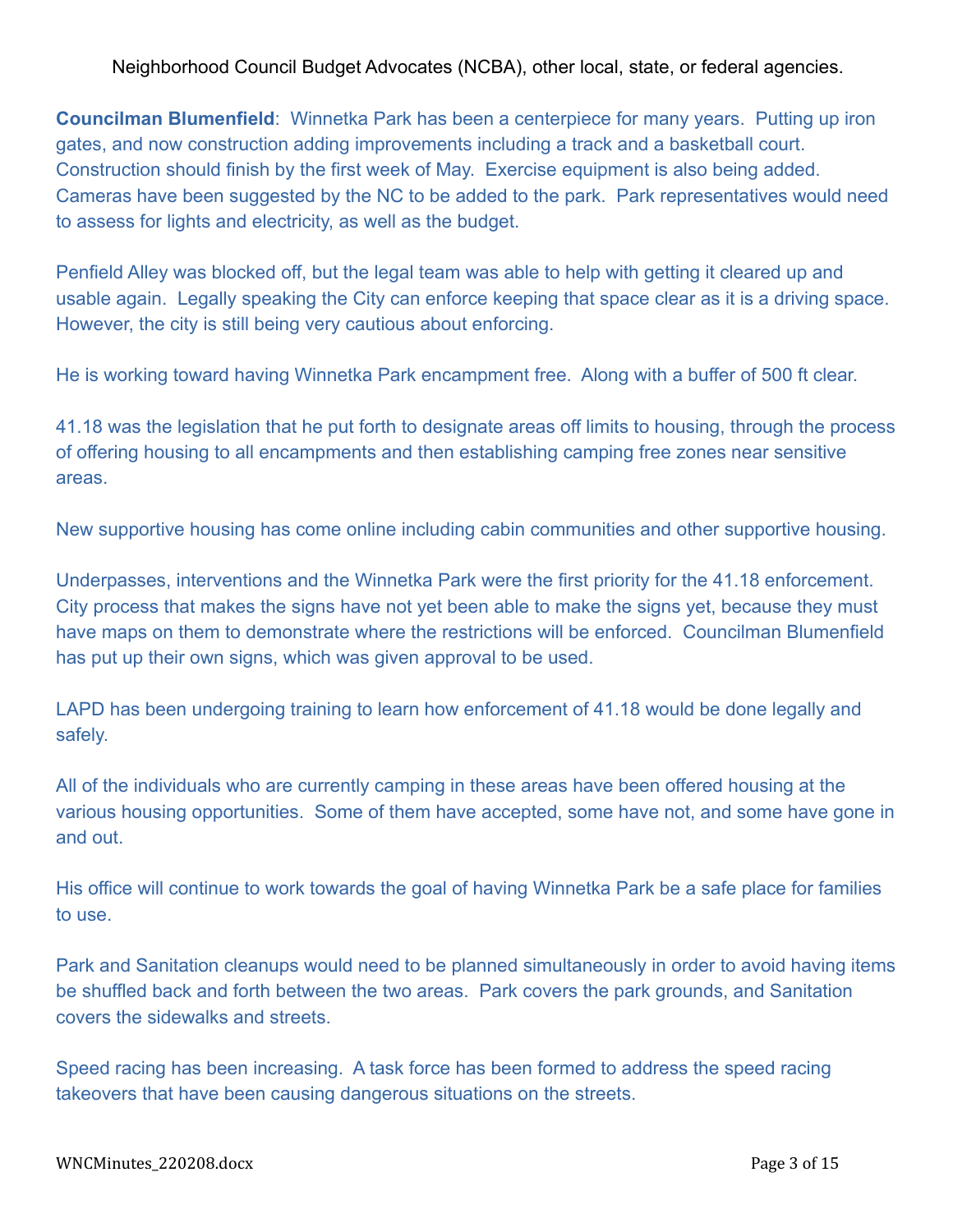Neighborhood Council Budget Advocates (NCBA), other local, state, or federal agencies.

**Councilman Blumenfield**: Winnetka Park has been a centerpiece for many years. Putting up iron gates, and now construction adding improvements including a track and a basketball court. Construction should finish by the first week of May. Exercise equipment is also being added. Cameras have been suggested by the NC to be added to the park. Park representatives would need to assess for lights and electricity, as well as the budget.

Penfield Alley was blocked off, but the legal team was able to help with getting it cleared up and usable again. Legally speaking the City can enforce keeping that space clear as it is a driving space. However, the city is still being very cautious about enforcing.

He is working toward having Winnetka Park encampment free. Along with a buffer of 500 ft clear.

41.18 was the legislation that he put forth to designate areas off limits to housing, through the process of offering housing to all encampments and then establishing camping free zones near sensitive areas.

New supportive housing has come online including cabin communities and other supportive housing.

Underpasses, interventions and the Winnetka Park were the first priority for the 41.18 enforcement. City process that makes the signs have not yet been able to make the signs yet, because they must have maps on them to demonstrate where the restrictions will be enforced. Councilman Blumenfield has put up their own signs, which was given approval to be used.

LAPD has been undergoing training to learn how enforcement of 41.18 would be done legally and safely.

All of the individuals who are currently camping in these areas have been offered housing at the various housing opportunities. Some of them have accepted, some have not, and some have gone in and out.

His office will continue to work towards the goal of having Winnetka Park be a safe place for families to use.

Park and Sanitation cleanups would need to be planned simultaneously in order to avoid having items be shuffled back and forth between the two areas. Park covers the park grounds, and Sanitation covers the sidewalks and streets.

Speed racing has been increasing. A task force has been formed to address the speed racing takeovers that have been causing dangerous situations on the streets.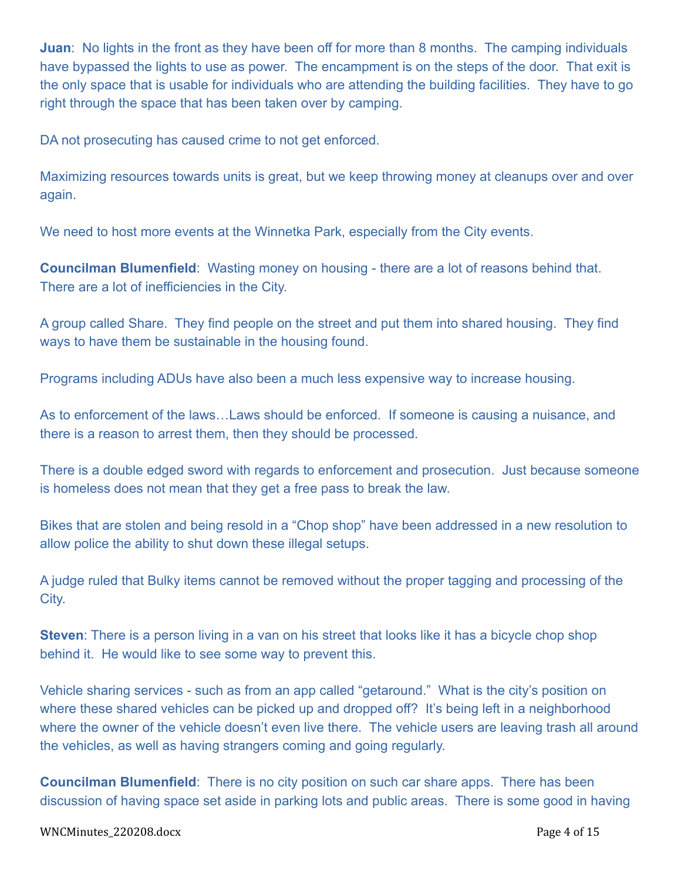**Juan**: No lights in the front as they have been off for more than 8 months. The camping individuals have bypassed the lights to use as power. The encampment is on the steps of the door. That exit is the only space that is usable for individuals who are attending the building facilities. They have to go right through the space that has been taken over by camping.

DA not prosecuting has caused crime to not get enforced.

Maximizing resources towards units is great, but we keep throwing money at cleanups over and over again.

We need to host more events at the Winnetka Park, especially from the City events.

**Councilman Blumenfield**: Wasting money on housing - there are a lot of reasons behind that. There are a lot of inefficiencies in the City.

A group called Share. They find people on the street and put them into shared housing. They find ways to have them be sustainable in the housing found.

Programs including ADUs have also been a much less expensive way to increase housing.

As to enforcement of the laws…Laws should be enforced. If someone is causing a nuisance, and there is a reason to arrest them, then they should be processed.

There is a double edged sword with regards to enforcement and prosecution. Just because someone is homeless does not mean that they get a free pass to break the law.

Bikes that are stolen and being resold in a "Chop shop" have been addressed in a new resolution to allow police the ability to shut down these illegal setups.

A judge ruled that Bulky items cannot be removed without the proper tagging and processing of the City.

**Steven**: There is a person living in a van on his street that looks like it has a bicycle chop shop behind it. He would like to see some way to prevent this.

Vehicle sharing services - such as from an app called "getaround." What is the city's position on where these shared vehicles can be picked up and dropped off? It's being left in a neighborhood where the owner of the vehicle doesn't even live there. The vehicle users are leaving trash all around the vehicles, as well as having strangers coming and going regularly.

**Councilman Blumenfield**: There is no city position on such car share apps. There has been discussion of having space set aside in parking lots and public areas. There is some good in having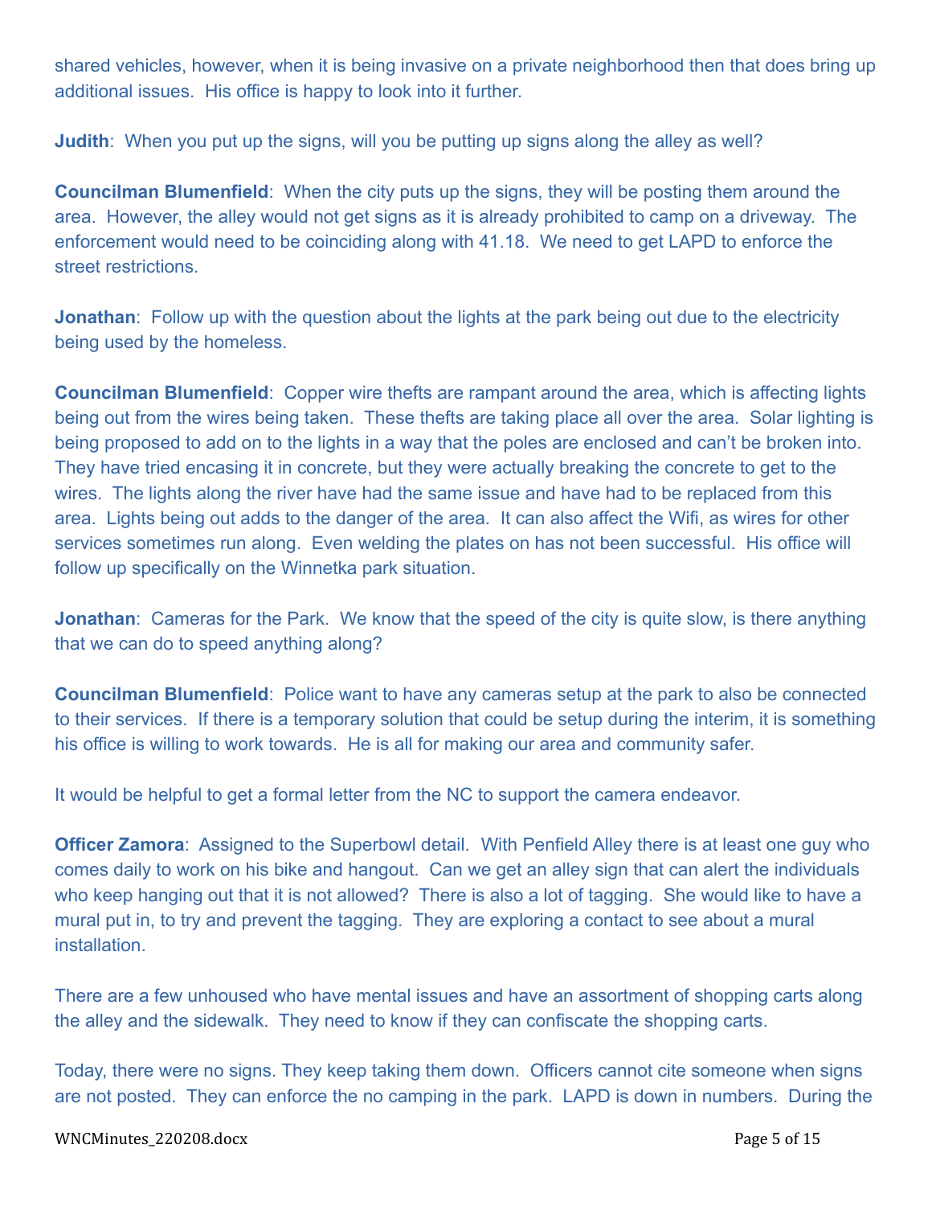shared vehicles, however, when it is being invasive on a private neighborhood then that does bring up additional issues. His office is happy to look into it further.

**Judith**: When you put up the signs, will you be putting up signs along the alley as well?

**Councilman Blumenfield**: When the city puts up the signs, they will be posting them around the area. However, the alley would not get signs as it is already prohibited to camp on a driveway. The enforcement would need to be coinciding along with 41.18. We need to get LAPD to enforce the street restrictions.

**Jonathan**: Follow up with the question about the lights at the park being out due to the electricity being used by the homeless.

**Councilman Blumenfield**: Copper wire thefts are rampant around the area, which is affecting lights being out from the wires being taken. These thefts are taking place all over the area. Solar lighting is being proposed to add on to the lights in a way that the poles are enclosed and can't be broken into. They have tried encasing it in concrete, but they were actually breaking the concrete to get to the wires. The lights along the river have had the same issue and have had to be replaced from this area. Lights being out adds to the danger of the area. It can also affect the Wifi, as wires for other services sometimes run along. Even welding the plates on has not been successful. His office will follow up specifically on the Winnetka park situation.

**Jonathan**: Cameras for the Park. We know that the speed of the city is quite slow, is there anything that we can do to speed anything along?

**Councilman Blumenfield**: Police want to have any cameras setup at the park to also be connected to their services. If there is a temporary solution that could be setup during the interim, it is something his office is willing to work towards. He is all for making our area and community safer.

It would be helpful to get a formal letter from the NC to support the camera endeavor.

**Officer Zamora**: Assigned to the Superbowl detail. With Penfield Alley there is at least one guy who comes daily to work on his bike and hangout. Can we get an alley sign that can alert the individuals who keep hanging out that it is not allowed? There is also a lot of tagging. She would like to have a mural put in, to try and prevent the tagging. They are exploring a contact to see about a mural installation.

There are a few unhoused who have mental issues and have an assortment of shopping carts along the alley and the sidewalk. They need to know if they can confiscate the shopping carts.

Today, there were no signs. They keep taking them down. Officers cannot cite someone when signs are not posted. They can enforce the no camping in the park. LAPD is down in numbers. During the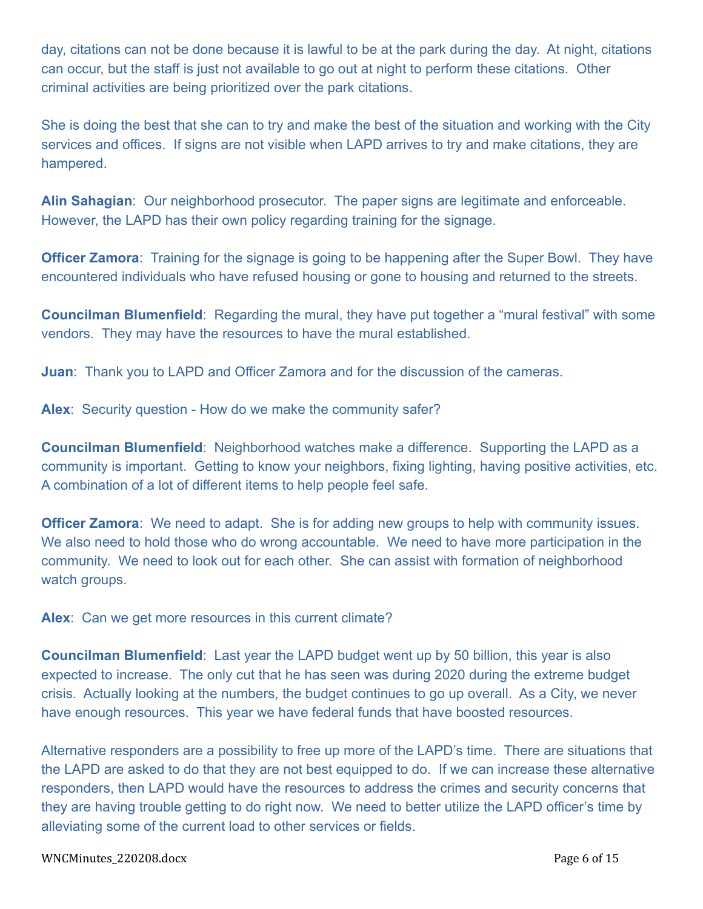day, citations can not be done because it is lawful to be at the park during the day. At night, citations can occur, but the staff is just not available to go out at night to perform these citations. Other criminal activities are being prioritized over the park citations.

She is doing the best that she can to try and make the best of the situation and working with the City services and offices. If signs are not visible when LAPD arrives to try and make citations, they are hampered.

**Alin Sahagian**: Our neighborhood prosecutor. The paper signs are legitimate and enforceable. However, the LAPD has their own policy regarding training for the signage.

**Officer Zamora**: Training for the signage is going to be happening after the Super Bowl. They have encountered individuals who have refused housing or gone to housing and returned to the streets.

**Councilman Blumenfield**: Regarding the mural, they have put together a "mural festival" with some vendors. They may have the resources to have the mural established.

**Juan**: Thank you to LAPD and Officer Zamora and for the discussion of the cameras.

**Alex**: Security question - How do we make the community safer?

**Councilman Blumenfield**: Neighborhood watches make a difference. Supporting the LAPD as a community is important. Getting to know your neighbors, fixing lighting, having positive activities, etc. A combination of a lot of different items to help people feel safe.

**Officer Zamora**: We need to adapt. She is for adding new groups to help with community issues. We also need to hold those who do wrong accountable. We need to have more participation in the community. We need to look out for each other. She can assist with formation of neighborhood watch groups.

**Alex**: Can we get more resources in this current climate?

**Councilman Blumenfield**: Last year the LAPD budget went up by 50 billion, this year is also expected to increase. The only cut that he has seen was during 2020 during the extreme budget crisis. Actually looking at the numbers, the budget continues to go up overall. As a City, we never have enough resources. This year we have federal funds that have boosted resources.

Alternative responders are a possibility to free up more of the LAPD's time. There are situations that the LAPD are asked to do that they are not best equipped to do. If we can increase these alternative responders, then LAPD would have the resources to address the crimes and security concerns that they are having trouble getting to do right now. We need to better utilize the LAPD officer's time by alleviating some of the current load to other services or fields.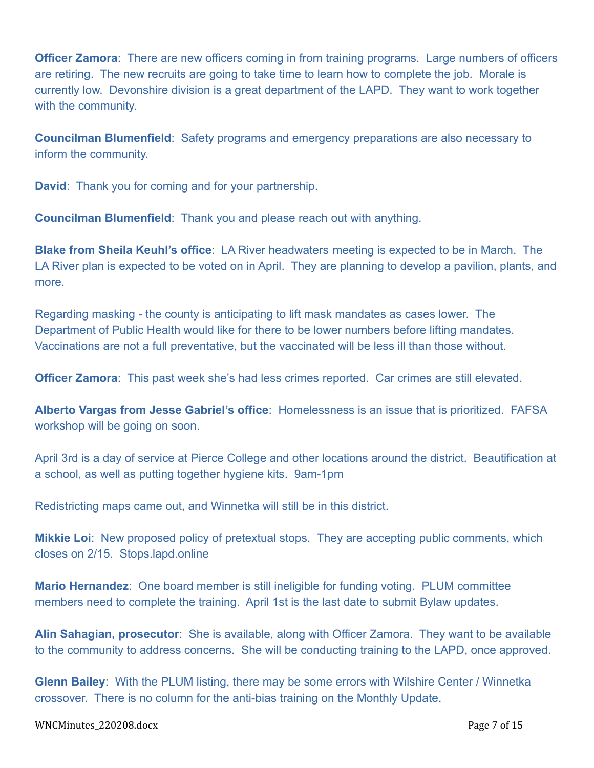**Officer Zamora**: There are new officers coming in from training programs. Large numbers of officers are retiring. The new recruits are going to take time to learn how to complete the job. Morale is currently low. Devonshire division is a great department of the LAPD. They want to work together with the community.

**Councilman Blumenfield**: Safety programs and emergency preparations are also necessary to inform the community.

**David**: Thank you for coming and for your partnership.

**Councilman Blumenfield**: Thank you and please reach out with anything.

**Blake from Sheila Keuhl's office**: LA River headwaters meeting is expected to be in March. The LA River plan is expected to be voted on in April. They are planning to develop a pavilion, plants, and more.

Regarding masking - the county is anticipating to lift mask mandates as cases lower. The Department of Public Health would like for there to be lower numbers before lifting mandates. Vaccinations are not a full preventative, but the vaccinated will be less ill than those without.

**Officer Zamora**: This past week she's had less crimes reported. Car crimes are still elevated.

**Alberto Vargas from Jesse Gabriel's office**: Homelessness is an issue that is prioritized. FAFSA workshop will be going on soon.

April 3rd is a day of service at Pierce College and other locations around the district. Beautification at a school, as well as putting together hygiene kits. 9am-1pm

Redistricting maps came out, and Winnetka will still be in this district.

**Mikkie Loi**: New proposed policy of pretextual stops. They are accepting public comments, which closes on 2/15. Stops.lapd.online

**Mario Hernandez**: One board member is still ineligible for funding voting. PLUM committee members need to complete the training. April 1st is the last date to submit Bylaw updates.

**Alin Sahagian, prosecutor**: She is available, along with Officer Zamora. They want to be available to the community to address concerns. She will be conducting training to the LAPD, once approved.

**Glenn Bailey**: With the PLUM listing, there may be some errors with Wilshire Center / Winnetka crossover. There is no column for the anti-bias training on the Monthly Update.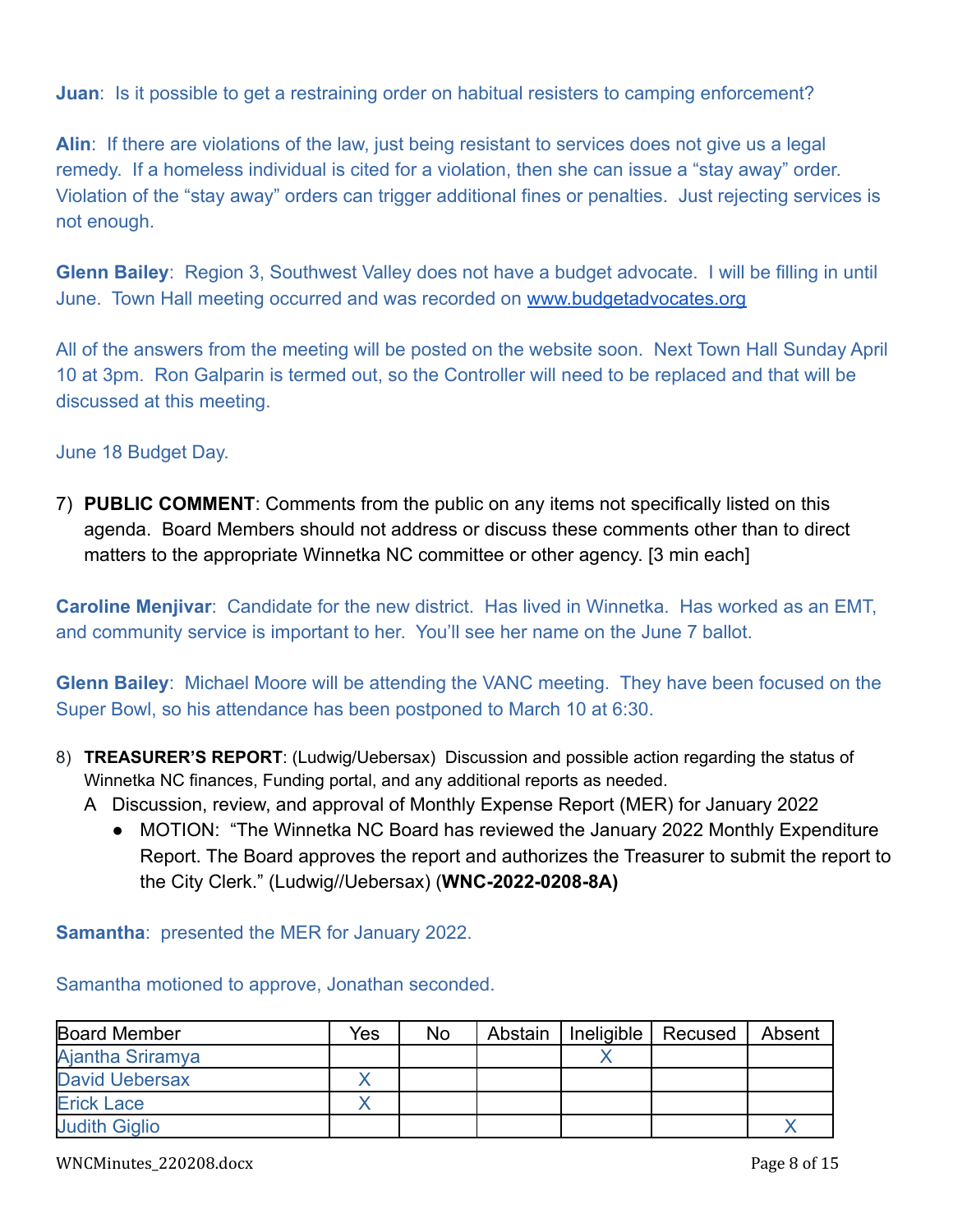**Juan**: Is it possible to get a restraining order on habitual resisters to camping enforcement?

**Alin**: If there are violations of the law, just being resistant to services does not give us a legal remedy. If a homeless individual is cited for a violation, then she can issue a "stay away" order. Violation of the "stay away" orders can trigger additional fines or penalties. Just rejecting services is not enough.

**Glenn Bailey**: Region 3, Southwest Valley does not have a budget advocate. I will be filling in until June. Town Hall meeting occurred and was recorded on [www.budgetadvocates.org](http://www.budgetadvocates.org)

All of the answers from the meeting will be posted on the website soon. Next Town Hall Sunday April 10 at 3pm. Ron Galparin is termed out, so the Controller will need to be replaced and that will be discussed at this meeting.

June 18 Budget Day.

7) **PUBLIC COMMENT**: Comments from the public on any items not specifically listed on this agenda. Board Members should not address or discuss these comments other than to direct matters to the appropriate Winnetka NC committee or other agency. [3 min each]

**Caroline Menjivar**: Candidate for the new district. Has lived in Winnetka. Has worked as an EMT, and community service is important to her. You'll see her name on the June 7 ballot.

**Glenn Bailey**: Michael Moore will be attending the VANC meeting. They have been focused on the Super Bowl, so his attendance has been postponed to March 10 at 6:30.

8) **TREASURER'S REPORT**: (Ludwig/Uebersax) Discussion and possible action regarding the status of Winnetka NC finances, Funding portal, and any additional reports as needed.
   A Discussion, review, and approval of Monthly Expense Report (MER) for January 2022
   - MOTION: "The Winnetka NC Board has reviewed the January 2022 Monthly Expenditure Report. The Board approves the report and authorizes the Treasurer to submit the report to the City Clerk." (Ludwig//Uebersax) (**WNC-2022-0208-8A)**

**Samantha**: presented the MER for January 2022.

Samantha motioned to approve, Jonathan seconded.

| Board Member | Yes | No | Abstain | Ineligible | Recused | Absent |
|---|---|---|---|---|---|---|
| Ajantha Sriramya | | | | X | | |
| David Uebersax | X | | | | | |
| Erick Lace | X | | | | | |
| Judith Giglio | | | | | | X |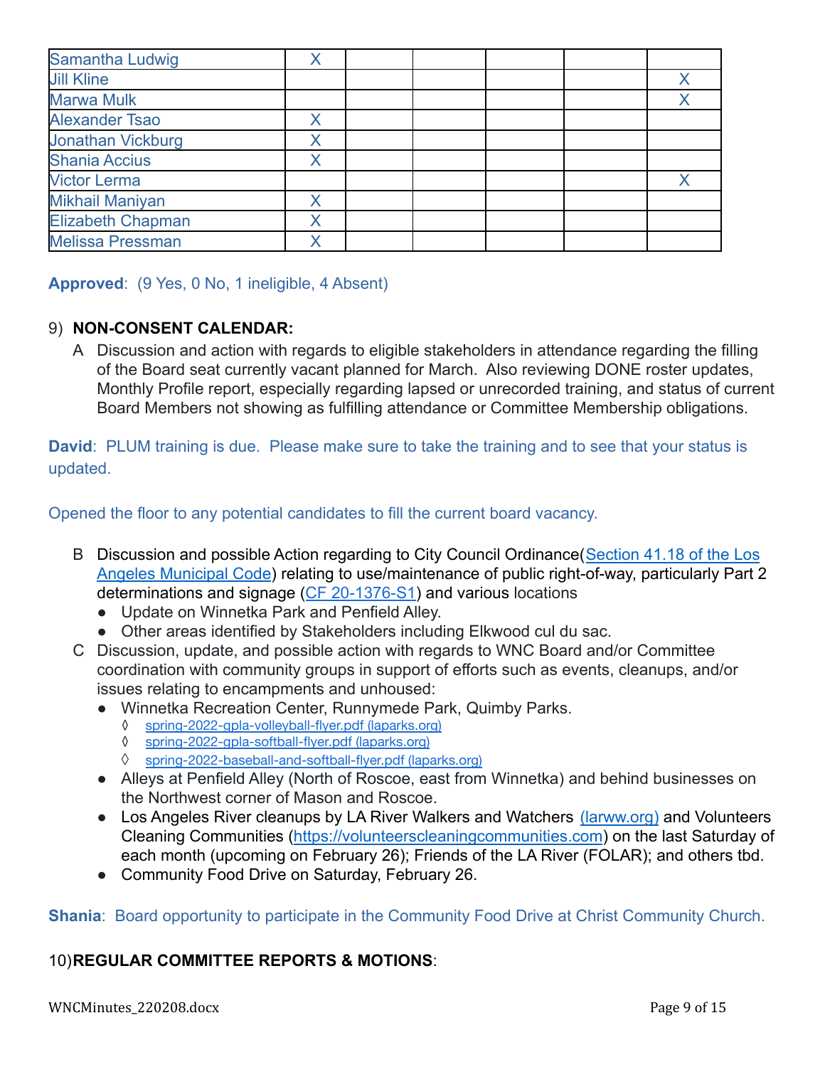| | | | | | | |
|---|---|---|---|---|---|---|
| Samantha Ludwig | X | | | | | |
| Jill Kline | | | | | | X |
| Marwa Mulk | | | | | | X |
| Alexander Tsao | X | | | | | |
| Jonathan Vickburg | X | | | | | |
| Shania Accius | X | | | | | |
| Victor Lerma | | | | | | X |
| Mikhail Maniyan | X | | | | | |
| Elizabeth Chapman | X | | | | | |
| Melissa Pressman | X | | | | | |

**Approved**: (9 Yes, 0 No, 1 ineligible, 4 Absent)

9) **NON-CONSENT CALENDAR:**

A Discussion and action with regards to eligible stakeholders in attendance regarding the filling of the Board seat currently vacant planned for March. Also reviewing DONE roster updates, Monthly Profile report, especially regarding lapsed or unrecorded training, and status of current Board Members not showing as fulfilling attendance or Committee Membership obligations.

**David**: PLUM training is due. Please make sure to take the training and to see that your status is updated.

Opened the floor to any potential candidates to fill the current board vacancy.

B Discussion and possible Action regarding to City Council Ordinance(Section 41.18 of the Los Angeles Municipal Code) relating to use/maintenance of public right-of-way, particularly Part 2 determinations and signage (CF 20-1376-S1) and various locations

- Update on Winnetka Park and Penfield Alley.
- Other areas identified by Stakeholders including Elkwood cul du sac.

C Discussion, update, and possible action with regards to WNC Board and/or Committee coordination with community groups in support of efforts such as events, cleanups, and/or issues relating to encampments and unhoused:

- Winnetka Recreation Center, Runnymede Park, Quimby Parks.
  - ◊ spring-2022-gpla-volleyball-flyer.pdf (laparks.org)
  - ◊ spring-2022-gpla-softball-flyer.pdf (laparks.org)
  - ◊ spring-2022-baseball-and-softball-flyer.pdf (laparks.org)
- Alleys at Penfield Alley (North of Roscoe, east from Winnetka) and behind businesses on the Northwest corner of Mason and Roscoe.
- Los Angeles River cleanups by LA River Walkers and Watchers (larww.org) and Volunteers Cleaning Communities (https://volunteerscleaningcommunities.com) on the last Saturday of each month (upcoming on February 26); Friends of the LA River (FOLAR); and others tbd.
- Community Food Drive on Saturday, February 26.

**Shania**: Board opportunity to participate in the Community Food Drive at Christ Community Church.

10) **REGULAR COMMITTEE REPORTS & MOTIONS**: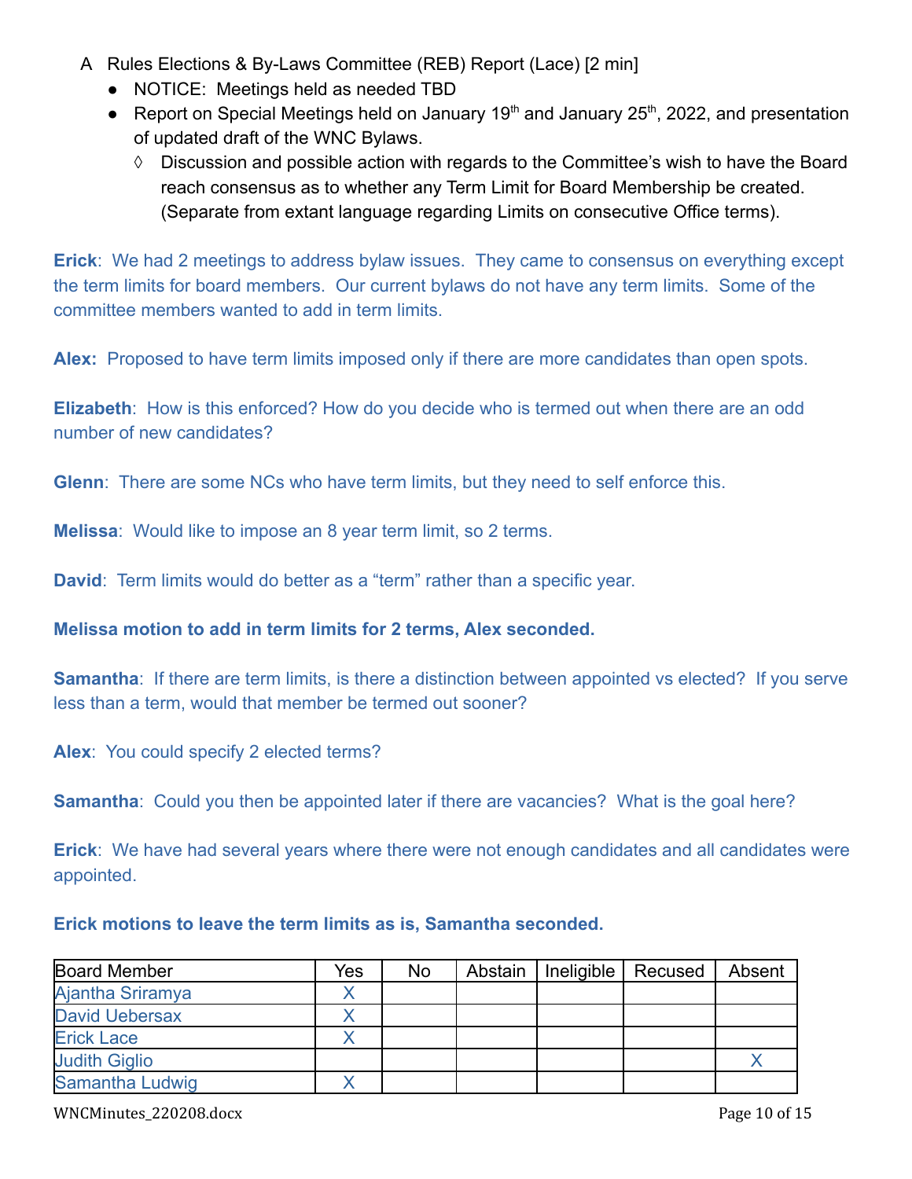A  Rules Elections & By-Laws Committee (REB) Report (Lace) [2 min]

- NOTICE:  Meetings held as needed TBD
- Report on Special Meetings held on January 19th and January 25th, 2022, and presentation of updated draft of the WNC Bylaws.
  - ◊ Discussion and possible action with regards to the Committee's wish to have the Board reach consensus as to whether any Term Limit for Board Membership be created. (Separate from extant language regarding Limits on consecutive Office terms).

**Erick**:  We had 2 meetings to address bylaw issues.  They came to consensus on everything except the term limits for board members.  Our current bylaws do not have any term limits.  Some of the committee members wanted to add in term limits.

**Alex:**  Proposed to have term limits imposed only if there are more candidates than open spots.

**Elizabeth**:  How is this enforced? How do you decide who is termed out when there are an odd number of new candidates?

**Glenn**:  There are some NCs who have term limits, but they need to self enforce this.

**Melissa**:  Would like to impose an 8 year term limit, so 2 terms.

**David**:  Term limits would do better as a "term" rather than a specific year.

**Melissa motion to add in term limits for 2 terms, Alex seconded.**

**Samantha**:  If there are term limits, is there a distinction between appointed vs elected?  If you serve less than a term, would that member be termed out sooner?

**Alex**:  You could specify 2 elected terms?

**Samantha**:  Could you then be appointed later if there are vacancies?  What is the goal here?

**Erick**:  We have had several years where there were not enough candidates and all candidates were appointed.

**Erick motions to leave the term limits as is, Samantha seconded.**

| Board Member | Yes | No | Abstain | Ineligible | Recused | Absent |
|---|---|---|---|---|---|---|
| Ajantha Sriramya | X | | | | | |
| David Uebersax | X | | | | | |
| Erick Lace | X | | | | | |
| Judith Giglio | | | | | | X |
| Samantha Ludwig | X | | | | | |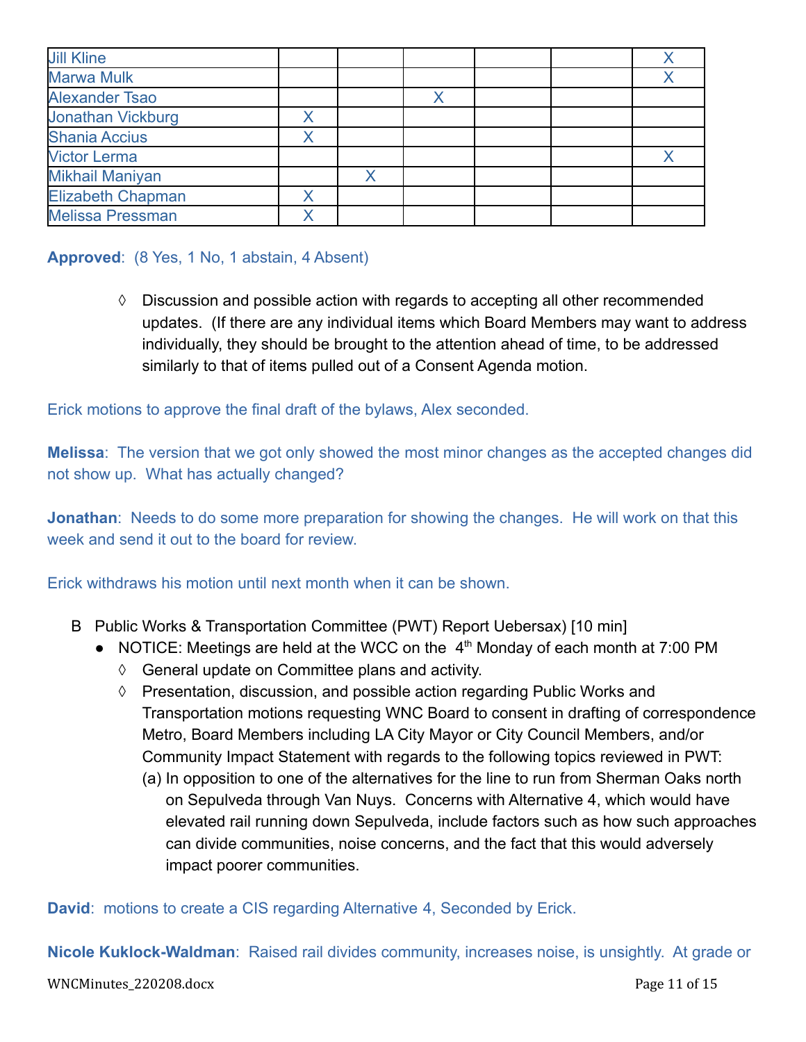| Jill Kline | | | | | | X |
|---|---|---|---|---|---|---|
| Marwa Mulk | | | | | | X |
| Alexander Tsao | | | X | | | |
| Jonathan Vickburg | X | | | | | |
| Shania Accius | X | | | | | |
| Victor Lerma | | | | | | X |
| Mikhail Maniyan | | X | | | | |
| Elizabeth Chapman | X | | | | | |
| Melissa Pressman | X | | | | | |

**Approved**: (8 Yes, 1 No, 1 abstain, 4 Absent)

- ◊ Discussion and possible action with regards to accepting all other recommended updates. (If there are any individual items which Board Members may want to address individually, they should be brought to the attention ahead of time, to be addressed similarly to that of items pulled out of a Consent Agenda motion.

Erick motions to approve the final draft of the bylaws, Alex seconded.

**Melissa**: The version that we got only showed the most minor changes as the accepted changes did not show up. What has actually changed?

**Jonathan**: Needs to do some more preparation for showing the changes. He will work on that this week and send it out to the board for review.

Erick withdraws his motion until next month when it can be shown.

B Public Works & Transportation Committee (PWT) Report Uebersax) [10 min]

- NOTICE: Meetings are held at the WCC on the 4th Monday of each month at 7:00 PM
  - ◊ General update on Committee plans and activity.
  - ◊ Presentation, discussion, and possible action regarding Public Works and Transportation motions requesting WNC Board to consent in drafting of correspondence Metro, Board Members including LA City Mayor or City Council Members, and/or Community Impact Statement with regards to the following topics reviewed in PWT:
    - (a) In opposition to one of the alternatives for the line to run from Sherman Oaks north on Sepulveda through Van Nuys. Concerns with Alternative 4, which would have elevated rail running down Sepulveda, include factors such as how such approaches can divide communities, noise concerns, and the fact that this would adversely impact poorer communities.

**David**: motions to create a CIS regarding Alternative 4, Seconded by Erick.

**Nicole Kuklock-Waldman**: Raised rail divides community, increases noise, is unsightly. At grade or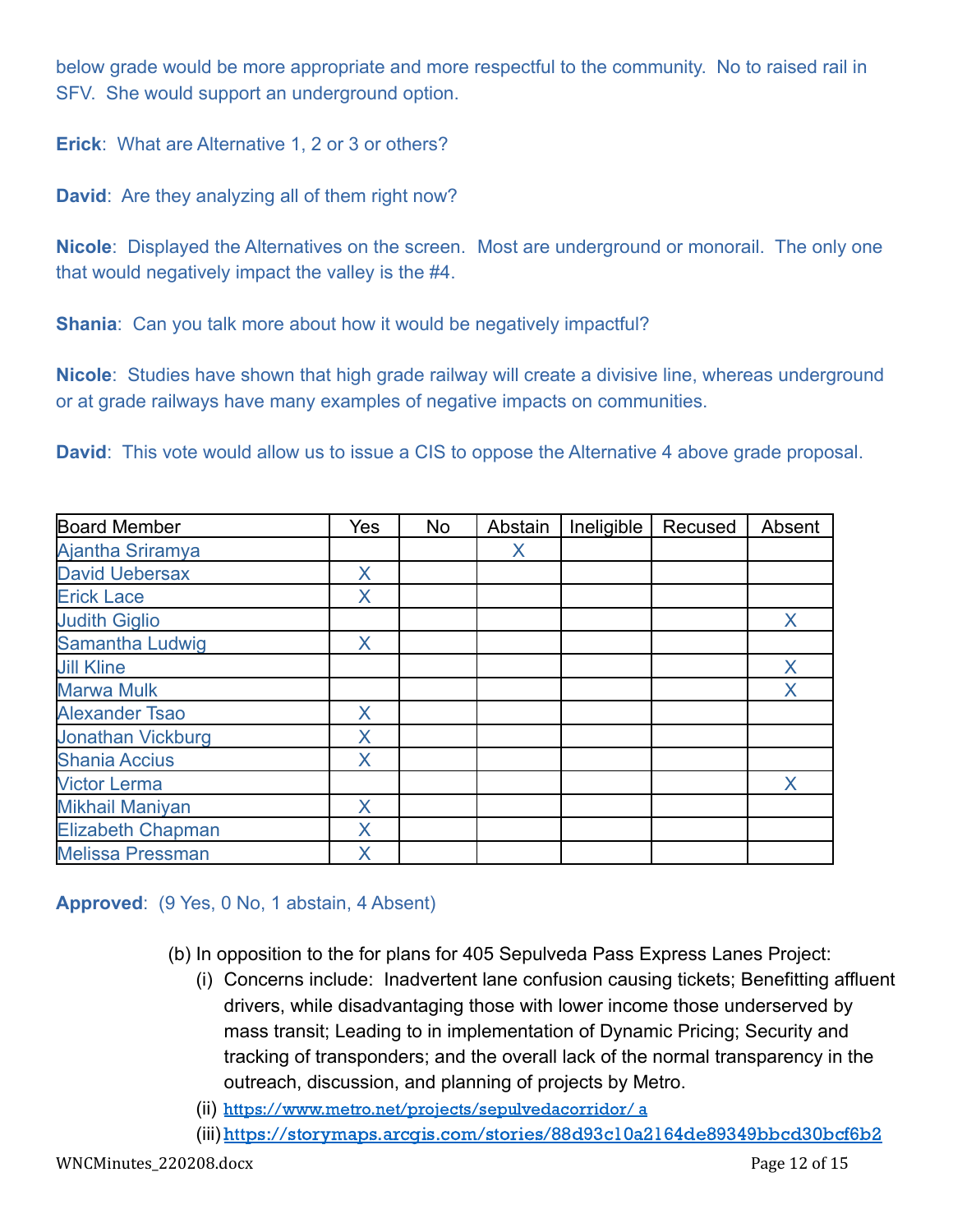below grade would be more appropriate and more respectful to the community. No to raised rail in SFV. She would support an underground option.

**Erick**: What are Alternative 1, 2 or 3 or others?

**David**: Are they analyzing all of them right now?

**Nicole**: Displayed the Alternatives on the screen. Most are underground or monorail. The only one that would negatively impact the valley is the #4.

**Shania**: Can you talk more about how it would be negatively impactful?

**Nicole**: Studies have shown that high grade railway will create a divisive line, whereas underground or at grade railways have many examples of negative impacts on communities.

**David**: This vote would allow us to issue a CIS to oppose the Alternative 4 above grade proposal.

| Board Member | Yes | No | Abstain | Ineligible | Recused | Absent |
|---|---|---|---|---|---|---|
| Ajantha Sriramya | | | X | | | |
| David Uebersax | X | | | | | |
| Erick Lace | X | | | | | |
| Judith Giglio | | | | | | X |
| Samantha Ludwig | X | | | | | |
| Jill Kline | | | | | | X |
| Marwa Mulk | | | | | | X |
| Alexander Tsao | X | | | | | |
| Jonathan Vickburg | X | | | | | |
| Shania Accius | X | | | | | |
| Victor Lerma | | | | | | X |
| Mikhail Maniyan | X | | | | | |
| Elizabeth Chapman | X | | | | | |
| Melissa Pressman | X | | | | | |

**Approved**: (9 Yes, 0 No, 1 abstain, 4 Absent)

(b) In opposition to the for plans for 405 Sepulveda Pass Express Lanes Project:
   (i) Concerns include: Inadvertent lane confusion causing tickets; Benefitting affluent drivers, while disadvantaging those with lower income those underserved by mass transit; Leading to in implementation of Dynamic Pricing; Security and tracking of transponders; and the overall lack of the normal transparency in the outreach, discussion, and planning of projects by Metro.
   (ii) https://www.metro.net/projects/sepulvedacorridor/ a
   (iii) https://storymaps.arcgis.com/stories/88d93c10a2164de89349bbcd30bcf6b2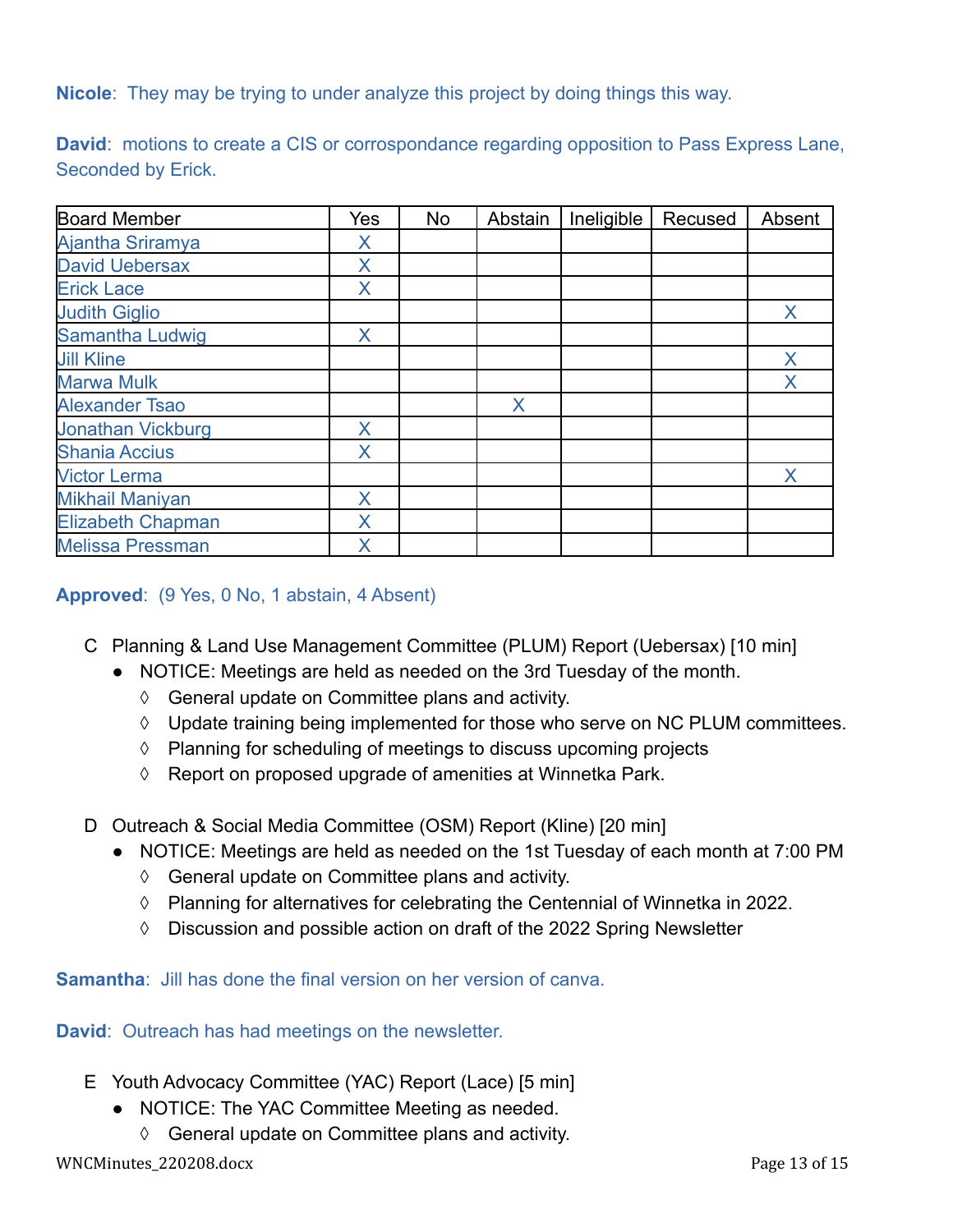**Nicole**: They may be trying to under analyze this project by doing things this way.

**David**: motions to create a CIS or corrospondance regarding opposition to Pass Express Lane, Seconded by Erick.

| Board Member | Yes | No | Abstain | Ineligible | Recused | Absent |
|---|---|---|---|---|---|---|
| Ajantha Sriramya | X | | | | | |
| David Uebersax | X | | | | | |
| Erick Lace | X | | | | | |
| Judith Giglio | | | | | | X |
| Samantha Ludwig | X | | | | | |
| Jill Kline | | | | | | X |
| Marwa Mulk | | | | | | X |
| Alexander Tsao | | | X | | | |
| Jonathan Vickburg | X | | | | | |
| Shania Accius | X | | | | | |
| Victor Lerma | | | | | | X |
| Mikhail Maniyan | X | | | | | |
| Elizabeth Chapman | X | | | | | |
| Melissa Pressman | X | | | | | |

**Approved**: (9 Yes, 0 No, 1 abstain, 4 Absent)

C Planning & Land Use Management Committee (PLUM) Report (Uebersax) [10 min]
- NOTICE: Meetings are held as needed on the 3rd Tuesday of the month.
  - ◊ General update on Committee plans and activity.
  - ◊ Update training being implemented for those who serve on NC PLUM committees.
  - ◊ Planning for scheduling of meetings to discuss upcoming projects
  - ◊ Report on proposed upgrade of amenities at Winnetka Park.

D Outreach & Social Media Committee (OSM) Report (Kline) [20 min]
- NOTICE: Meetings are held as needed on the 1st Tuesday of each month at 7:00 PM
  - ◊ General update on Committee plans and activity.
  - ◊ Planning for alternatives for celebrating the Centennial of Winnetka in 2022.
  - ◊ Discussion and possible action on draft of the 2022 Spring Newsletter

**Samantha**: Jill has done the final version on her version of canva.

**David**: Outreach has had meetings on the newsletter.

E Youth Advocacy Committee (YAC) Report (Lace) [5 min]
- NOTICE: The YAC Committee Meeting as needed.
  - ◊ General update on Committee plans and activity.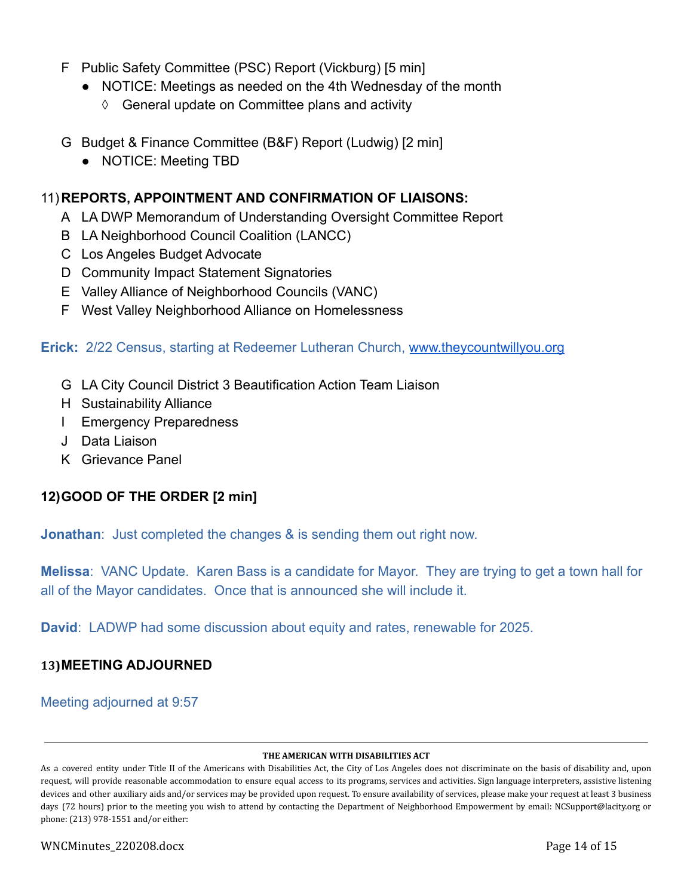F  Public Safety Committee (PSC) Report (Vickburg) [5 min]

- NOTICE: Meetings as needed on the 4th Wednesday of the month
  - ◊ General update on Committee plans and activity

G  Budget & Finance Committee (B&F) Report (Ludwig) [2 min]

- NOTICE: Meeting TBD

11) **REPORTS, APPOINTMENT AND CONFIRMATION OF LIAISONS:**

A  LA DWP Memorandum of Understanding Oversight Committee Report
B  LA Neighborhood Council Coalition (LANCC)
C  Los Angeles Budget Advocate
D  Community Impact Statement Signatories
E  Valley Alliance of Neighborhood Councils (VANC)
F  West Valley Neighborhood Alliance on Homelessness

**Erick:** 2/22 Census, starting at Redeemer Lutheran Church, [www.theycountwillyou.org](http://www.theycountwillyou.org)

G  LA City Council District 3 Beautification Action Team Liaison
H  Sustainability Alliance
I  Emergency Preparedness
J  Data Liaison
K  Grievance Panel

**12) GOOD OF THE ORDER [2 min]**

**Jonathan**: Just completed the changes & is sending them out right now.

**Melissa**: VANC Update. Karen Bass is a candidate for Mayor. They are trying to get a town hall for all of the Mayor candidates. Once that is announced she will include it.

**David**: LADWP had some discussion about equity and rates, renewable for 2025.

**13) MEETING ADJOURNED**

Meeting adjourned at 9:57

---

**THE AMERICAN WITH DISABILITIES ACT**

As a covered entity under Title II of the Americans with Disabilities Act, the City of Los Angeles does not discriminate on the basis of disability and, upon request, will provide reasonable accommodation to ensure equal access to its programs, services and activities. Sign language interpreters, assistive listening devices and other auxiliary aids and/or services may be provided upon request. To ensure availability of services, please make your request at least 3 business days (72 hours) prior to the meeting you wish to attend by contacting the Department of Neighborhood Empowerment by email: NCSupport@lacity.org or phone: (213) 978-1551 and/or either: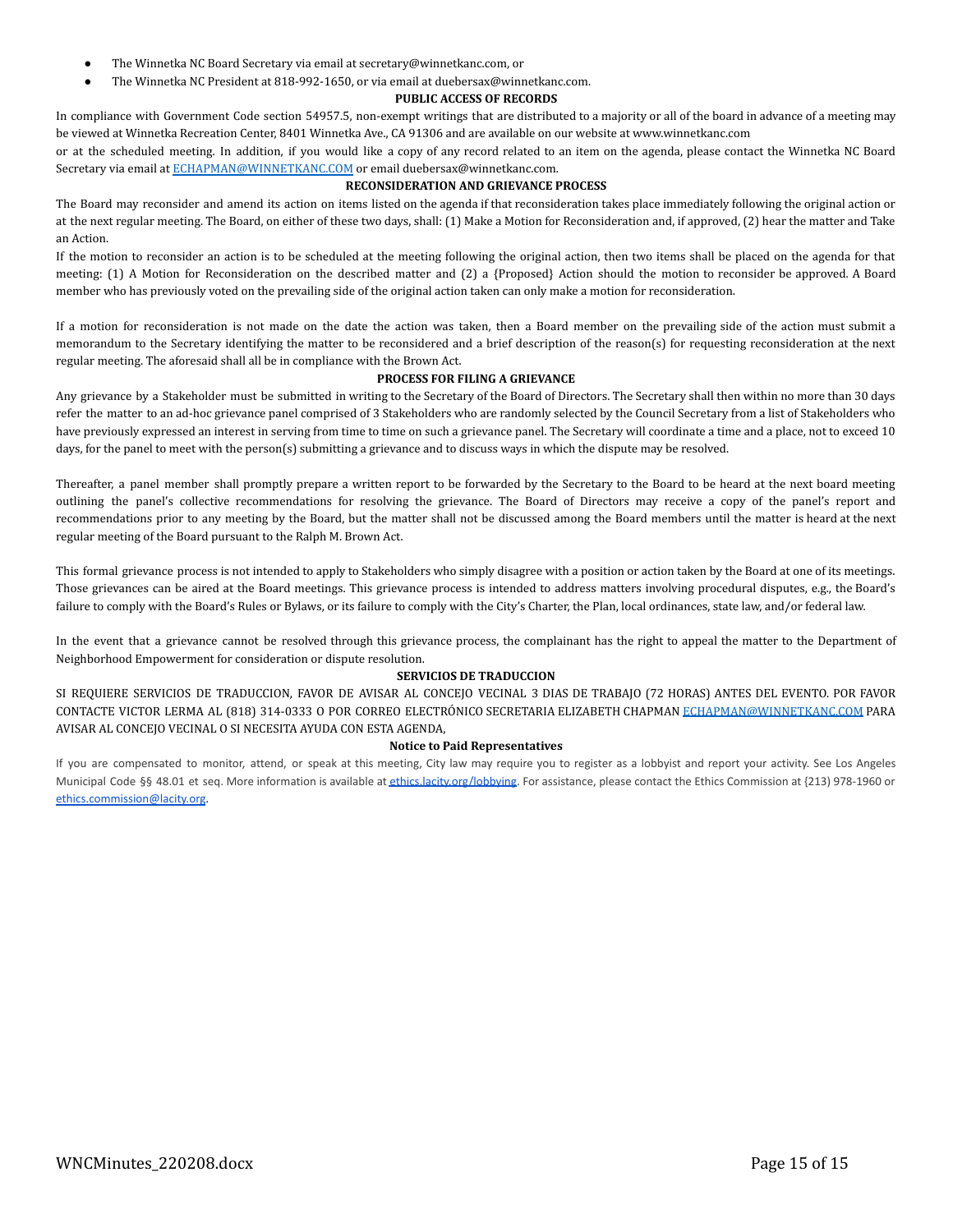- The Winnetka NC Board Secretary via email at secretary@winnetkanc.com, or
- The Winnetka NC President at 818-992-1650, or via email at duebersax@winnetkanc.com.

**PUBLIC ACCESS OF RECORDS**

In compliance with Government Code section 54957.5, non-exempt writings that are distributed to a majority or all of the board in advance of a meeting may be viewed at Winnetka Recreation Center, 8401 Winnetka Ave., CA 91306 and are available on our website at www.winnetkanc.com
or at the scheduled meeting. In addition, if you would like a copy of any record related to an item on the agenda, please contact the Winnetka NC Board Secretary via email at ECHAPMAN@WINNETKANC.COM or email duebersax@winnetkanc.com.

**RECONSIDERATION AND GRIEVANCE PROCESS**

The Board may reconsider and amend its action on items listed on the agenda if that reconsideration takes place immediately following the original action or at the next regular meeting. The Board, on either of these two days, shall: (1) Make a Motion for Reconsideration and, if approved, (2) hear the matter and Take an Action.

If the motion to reconsider an action is to be scheduled at the meeting following the original action, then two items shall be placed on the agenda for that meeting: (1) A Motion for Reconsideration on the described matter and (2) a {Proposed} Action should the motion to reconsider be approved. A Board member who has previously voted on the prevailing side of the original action taken can only make a motion for reconsideration.

If a motion for reconsideration is not made on the date the action was taken, then a Board member on the prevailing side of the action must submit a memorandum to the Secretary identifying the matter to be reconsidered and a brief description of the reason(s) for requesting reconsideration at the next regular meeting. The aforesaid shall all be in compliance with the Brown Act.

**PROCESS FOR FILING A GRIEVANCE**

Any grievance by a Stakeholder must be submitted in writing to the Secretary of the Board of Directors. The Secretary shall then within no more than 30 days refer the matter to an ad-hoc grievance panel comprised of 3 Stakeholders who are randomly selected by the Council Secretary from a list of Stakeholders who have previously expressed an interest in serving from time to time on such a grievance panel. The Secretary will coordinate a time and a place, not to exceed 10 days, for the panel to meet with the person(s) submitting a grievance and to discuss ways in which the dispute may be resolved.

Thereafter, a panel member shall promptly prepare a written report to be forwarded by the Secretary to the Board to be heard at the next board meeting outlining the panel's collective recommendations for resolving the grievance. The Board of Directors may receive a copy of the panel's report and recommendations prior to any meeting by the Board, but the matter shall not be discussed among the Board members until the matter is heard at the next regular meeting of the Board pursuant to the Ralph M. Brown Act.

This formal grievance process is not intended to apply to Stakeholders who simply disagree with a position or action taken by the Board at one of its meetings. Those grievances can be aired at the Board meetings. This grievance process is intended to address matters involving procedural disputes, e.g., the Board's failure to comply with the Board's Rules or Bylaws, or its failure to comply with the City's Charter, the Plan, local ordinances, state law, and/or federal law.

In the event that a grievance cannot be resolved through this grievance process, the complainant has the right to appeal the matter to the Department of Neighborhood Empowerment for consideration or dispute resolution.

**SERVICIOS DE TRADUCCION**

SI REQUIERE SERVICIOS DE TRADUCCION, FAVOR DE AVISAR AL CONCEJO VECINAL 3 DIAS DE TRABAJO (72 HORAS) ANTES DEL EVENTO. POR FAVOR CONTACTE VICTOR LERMA AL (818) 314-0333 O POR CORREO ELECTRÓNICO SECRETARIA ELIZABETH CHAPMAN ECHAPMAN@WINNETKANC.COM PARA AVISAR AL CONCEJO VECINAL O SI NECESITA AYUDA CON ESTA AGENDA,

**Notice to Paid Representatives**

If you are compensated to monitor, attend, or speak at this meeting, City law may require you to register as a lobbyist and report your activity. See Los Angeles Municipal Code §§ 48.01 et seq. More information is available at ethics.lacity.org/lobbying. For assistance, please contact the Ethics Commission at (213) 978-1960 or ethics.commission@lacity.org.